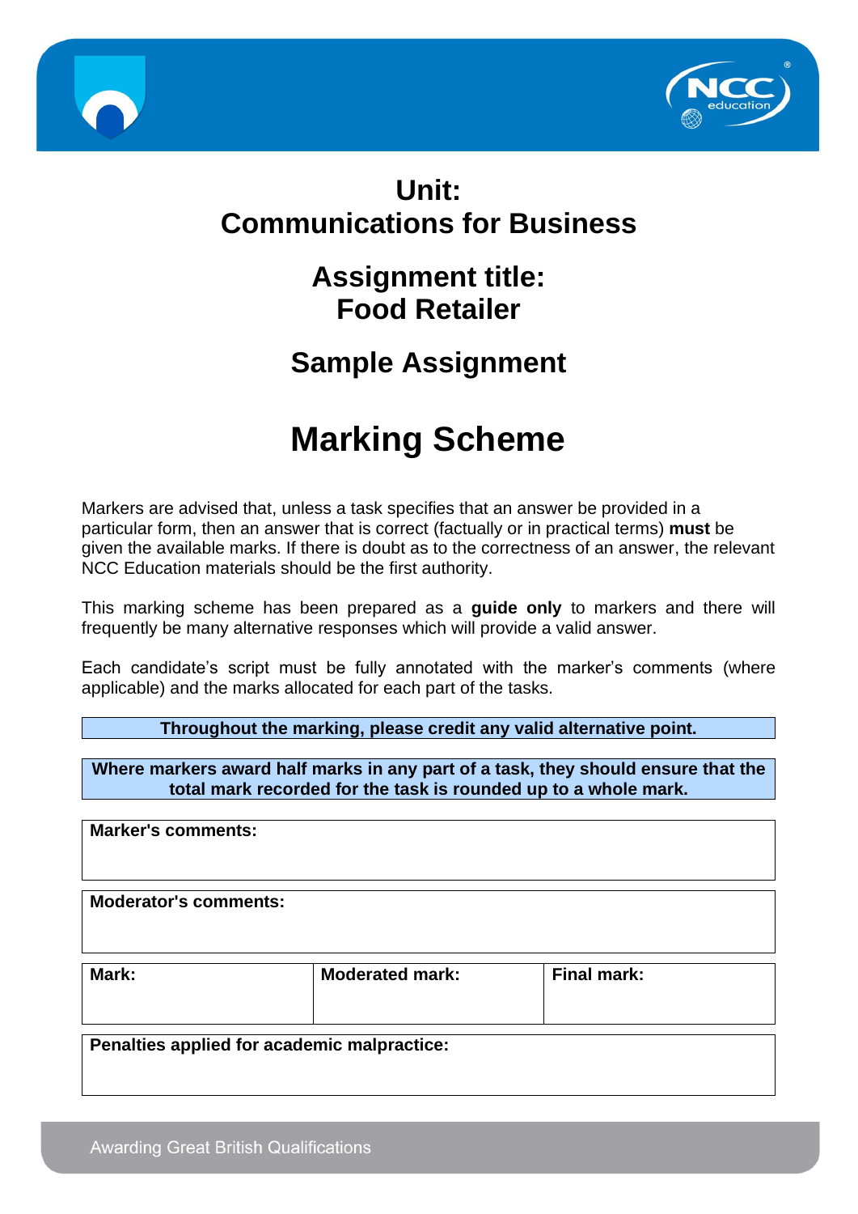# Unit:
# Communications for Business

## Assignment title:
## Food Retailer

## Sample Assignment

# Marking Scheme

Markers are advised that, unless a task specifies that an answer be provided in a particular form, then an answer that is correct (factually or in practical terms) **must** be given the available marks. If there is doubt as to the correctness of an answer, the relevant NCC Education materials should be the first authority.

This marking scheme has been prepared as a **guide only** to markers and there will frequently be many alternative responses which will provide a valid answer.

Each candidate's script must be fully annotated with the marker's comments (where applicable) and the marks allocated for each part of the tasks.

**Throughout the marking, please credit any valid alternative point.**

**Where markers award half marks in any part of a task, they should ensure that the total mark recorded for the task is rounded up to a whole mark.**

| **Marker's comments:** |
|---|
| |

| **Moderator's comments:** |
|---|
| |

| **Mark:** | **Moderated mark:** | **Final mark:** |
|---|---|---|
| | | |

| **Penalties applied for academic malpractice:** |
|---|
| |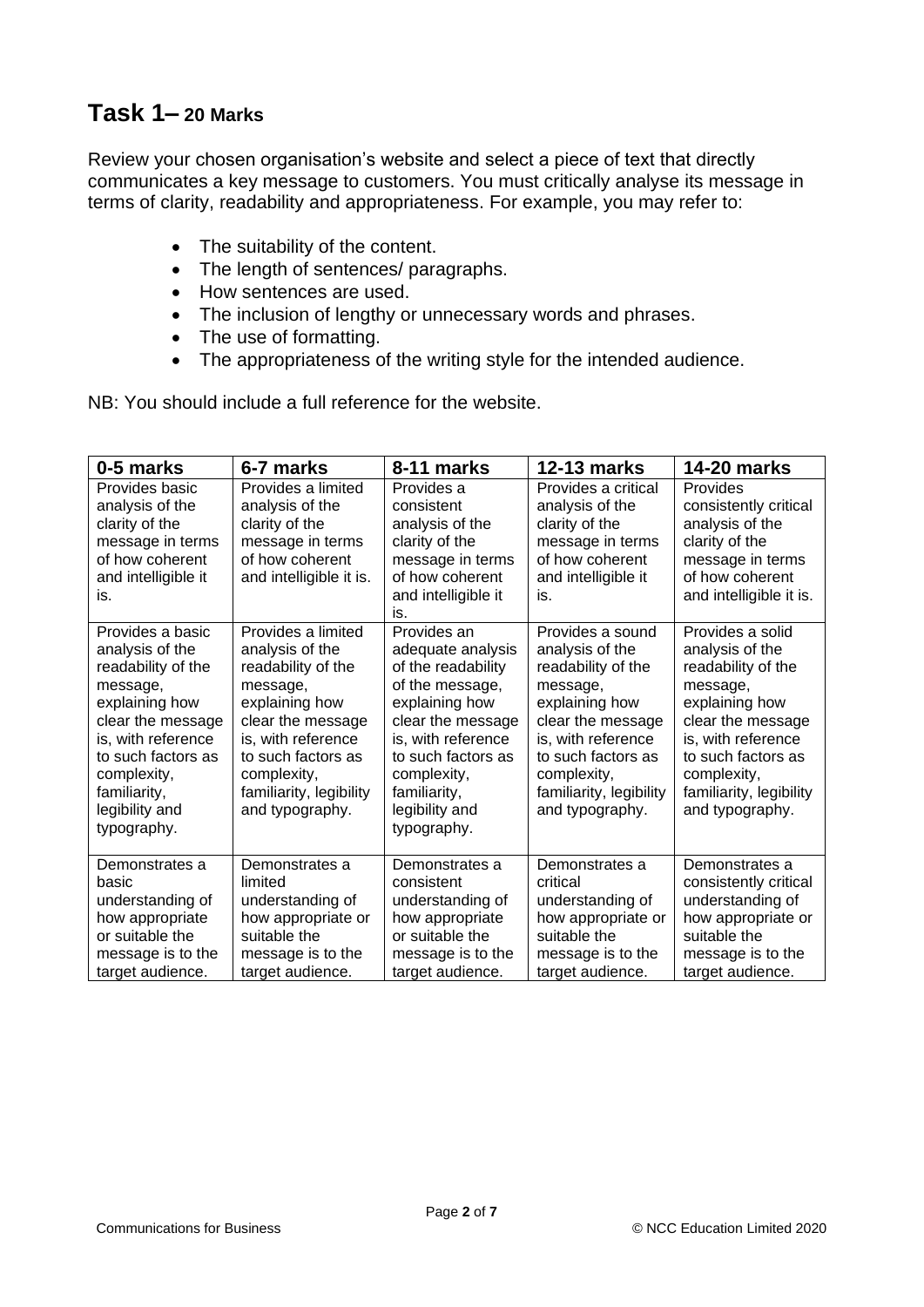## Task 1– 20 Marks

Review your chosen organisation's website and select a piece of text that directly communicates a key message to customers. You must critically analyse its message in terms of clarity, readability and appropriateness. For example, you may refer to:

- The suitability of the content.
- The length of sentences/ paragraphs.
- How sentences are used.
- The inclusion of lengthy or unnecessary words and phrases.
- The use of formatting.
- The appropriateness of the writing style for the intended audience.

NB: You should include a full reference for the website.

| 0-5 marks | 6-7 marks | 8-11 marks | 12-13 marks | 14-20 marks |
|---|---|---|---|---|
| Provides basic analysis of the clarity of the message in terms of how coherent and intelligible it is. | Provides a limited analysis of the clarity of the message in terms of how coherent and intelligible it is. | Provides a consistent analysis of the clarity of the message in terms of how coherent and intelligible it is. | Provides a critical analysis of the clarity of the message in terms of how coherent and intelligible it is. | Provides consistently critical analysis of the clarity of the message in terms of how coherent and intelligible it is. |
| Provides a basic analysis of the readability of the message, explaining how clear the message is, with reference to such factors as complexity, familiarity, legibility and typography. | Provides a limited analysis of the readability of the message, explaining how clear the message is, with reference to such factors as complexity, familiarity, legibility and typography. | Provides an adequate analysis of the readability of the message, explaining how clear the message is, with reference to such factors as complexity, familiarity, legibility and typography. | Provides a sound analysis of the readability of the message, explaining how clear the message is, with reference to such factors as complexity, familiarity, legibility and typography. | Provides a solid analysis of the readability of the message, explaining how clear the message is, with reference to such factors as complexity, familiarity, legibility and typography. |
| Demonstrates a basic understanding of how appropriate or suitable the message is to the target audience. | Demonstrates a limited understanding of how appropriate or suitable the message is to the target audience. | Demonstrates a consistent understanding of how appropriate or suitable the message is to the target audience. | Demonstrates a critical understanding of how appropriate or suitable the message is to the target audience. | Demonstrates a consistently critical understanding of how appropriate or suitable the message is to the target audience. |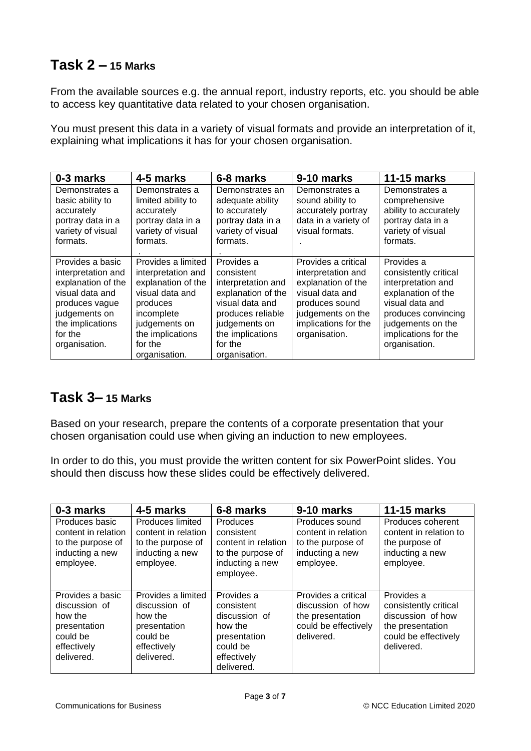## Task 2 – 15 Marks

From the available sources e.g. the annual report, industry reports, etc. you should be able to access key quantitative data related to your chosen organisation.

You must present this data in a variety of visual formats and provide an interpretation of it, explaining what implications it has for your chosen organisation.

| 0-3 marks | 4-5 marks | 6-8 marks | 9-10 marks | 11-15 marks |
|---|---|---|---|---|
| Demonstrates a basic ability to accurately portray data in a variety of visual formats. | Demonstrates a limited ability to accurately portray data in a variety of visual formats. | Demonstrates an adequate ability to accurately portray data in a variety of visual formats. | Demonstrates a sound ability to accurately portray data in a variety of visual formats. | Demonstrates a comprehensive ability to accurately portray data in a variety of visual formats. |
| Provides a basic interpretation and explanation of the visual data and produces vague judgements on the implications for the organisation. | Provides a limited interpretation and explanation of the visual data and produces incomplete judgements on the implications for the organisation. | Provides a consistent interpretation and explanation of the visual data and produces reliable judgements on the implications for the organisation. | Provides a critical interpretation and explanation of the visual data and produces sound judgements on the implications for the organisation. | Provides a consistently critical interpretation and explanation of the visual data and produces convincing judgements on the implications for the organisation. |

## Task 3– 15 Marks

Based on your research, prepare the contents of a corporate presentation that your chosen organisation could use when giving an induction to new employees.

In order to do this, you must provide the written content for six PowerPoint slides. You should then discuss how these slides could be effectively delivered.

| 0-3 marks | 4-5 marks | 6-8 marks | 9-10 marks | 11-15 marks |
|---|---|---|---|---|
| Produces basic content in relation to the purpose of inducting a new employee. | Produces limited content in relation to the purpose of inducting a new employee. | Produces consistent content in relation to the purpose of inducting a new employee. | Produces sound content in relation to the purpose of inducting a new employee. | Produces coherent content in relation to the purpose of inducting a new employee. |
| Provides a basic discussion of how the presentation could be effectively delivered. | Provides a limited discussion of how the presentation could be effectively delivered. | Provides a consistent discussion of how the presentation could be effectively delivered. | Provides a critical discussion of how the presentation could be effectively delivered. | Provides a consistently critical discussion of how the presentation could be effectively delivered. |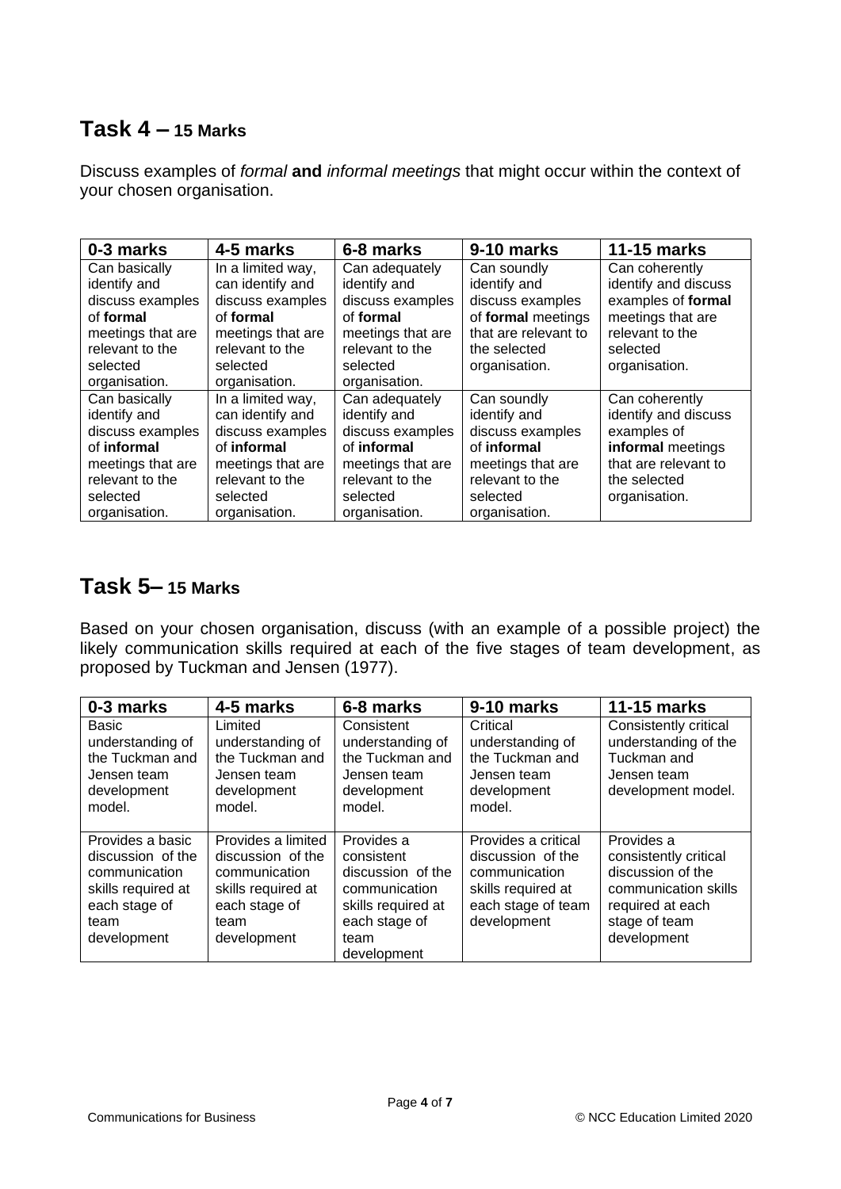## Task 4 – 15 Marks

Discuss examples of *formal* **and** *informal meetings* that might occur within the context of your chosen organisation.

| 0-3 marks | 4-5 marks | 6-8 marks | 9-10 marks | 11-15 marks |
|---|---|---|---|---|
| Can basically identify and discuss examples of **formal** meetings that are relevant to the selected organisation. | In a limited way, can identify and discuss examples of **formal** meetings that are relevant to the selected organisation. | Can adequately identify and discuss examples of **formal** meetings that are relevant to the selected organisation. | Can soundly identify and discuss examples of **formal** meetings that are relevant to the selected organisation. | Can coherently identify and discuss examples of **formal** meetings that are relevant to the selected organisation. |
| Can basically identify and discuss examples of **informal** meetings that are relevant to the selected organisation. | In a limited way, can identify and discuss examples of **informal** meetings that are relevant to the selected organisation. | Can adequately identify and discuss examples of **informal** meetings that are relevant to the selected organisation. | Can soundly identify and discuss examples of **informal** meetings that are relevant to the selected organisation. | Can coherently identify and discuss examples of **informal** meetings that are relevant to the selected organisation. |

## Task 5– 15 Marks

Based on your chosen organisation, discuss (with an example of a possible project) the likely communication skills required at each of the five stages of team development, as proposed by Tuckman and Jensen (1977).

| 0-3 marks | 4-5 marks | 6-8 marks | 9-10 marks | 11-15 marks |
|---|---|---|---|---|
| Basic understanding of the Tuckman and Jensen team development model. | Limited understanding of the Tuckman and Jensen team development model. | Consistent understanding of the Tuckman and Jensen team development model. | Critical understanding of the Tuckman and Jensen team development model. | Consistently critical understanding of the Tuckman and Jensen team development model. |
| Provides a basic discussion of the communication skills required at each stage of team development | Provides a limited discussion of the communication skills required at each stage of team development | Provides a consistent discussion of the communication skills required at each stage of team development | Provides a critical discussion of the communication skills required at each stage of team development | Provides a consistently critical discussion of the communication skills required at each stage of team development |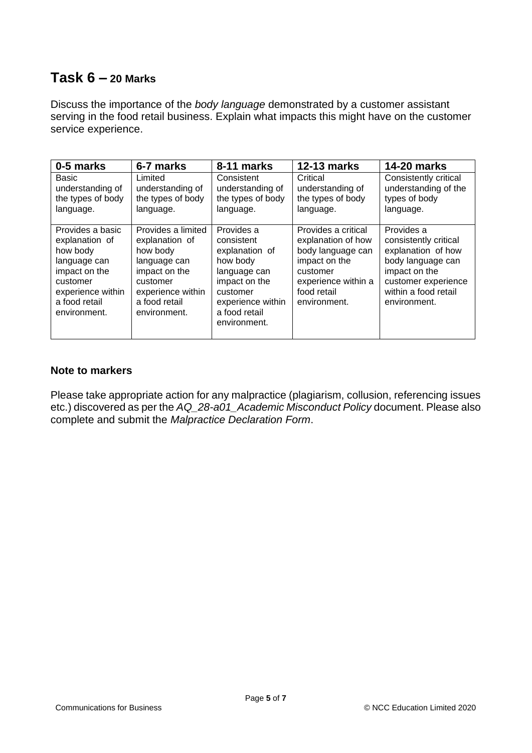## Task 6 – 20 Marks

Discuss the importance of the *body language* demonstrated by a customer assistant serving in the food retail business. Explain what impacts this might have on the customer service experience.

| 0-5 marks | 6-7 marks | 8-11 marks | 12-13 marks | 14-20 marks |
|---|---|---|---|---|
| Basic understanding of the types of body language. | Limited understanding of the types of body language. | Consistent understanding of the types of body language. | Critical understanding of the types of body language. | Consistently critical understanding of the types of body language. |
| Provides a basic explanation of how body language can impact on the customer experience within a food retail environment. | Provides a limited explanation of how body language can impact on the customer experience within a food retail environment. | Provides a consistent explanation of how body language can impact on the customer experience within a food retail environment. | Provides a critical explanation of how body language can impact on the customer experience within a food retail environment. | Provides a consistently critical explanation of how body language can impact on the customer experience within a food retail environment. |

### Note to markers

Please take appropriate action for any malpractice (plagiarism, collusion, referencing issues etc.) discovered as per the *AQ_28-a01_Academic Misconduct Policy* document. Please also complete and submit the *Malpractice Declaration Form*.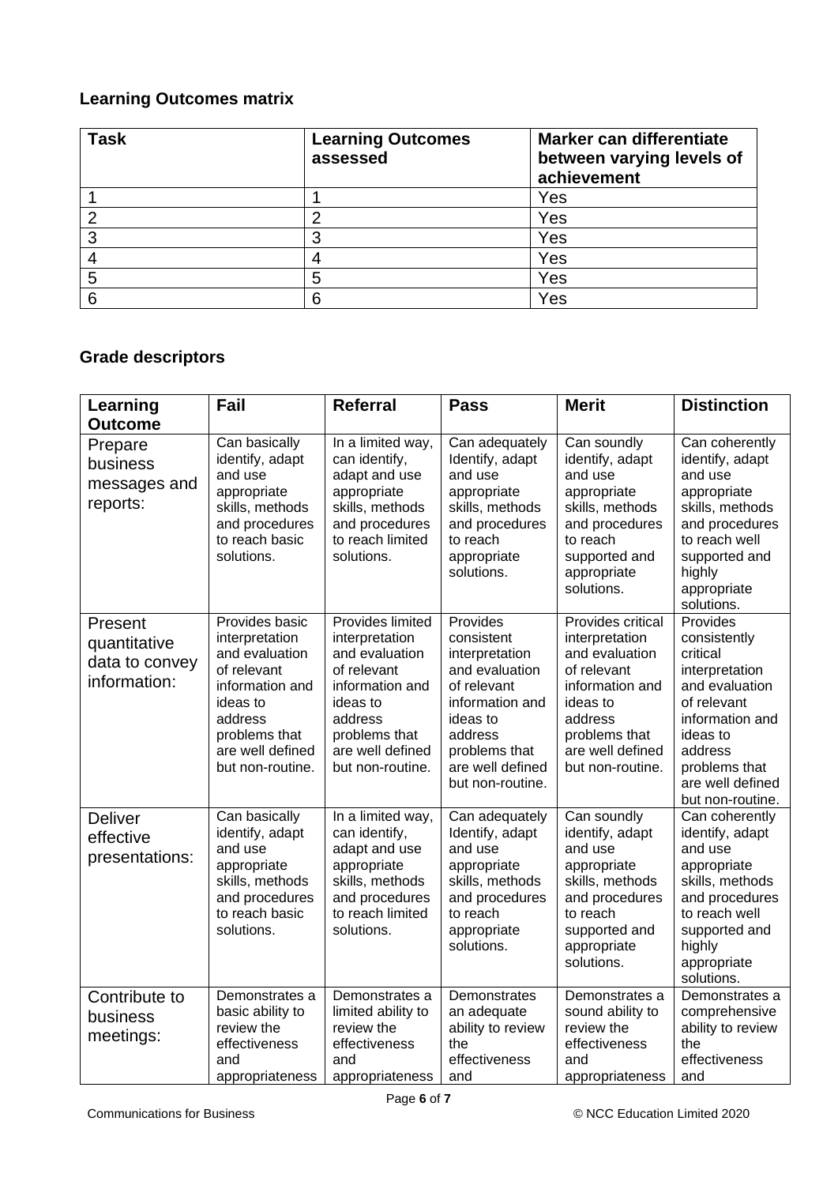## Learning Outcomes matrix

| Task | Learning Outcomes assessed | Marker can differentiate between varying levels of achievement |
|---|---|---|
| 1 | 1 | Yes |
| 2 | 2 | Yes |
| 3 | 3 | Yes |
| 4 | 4 | Yes |
| 5 | 5 | Yes |
| 6 | 6 | Yes |

## Grade descriptors

| Learning Outcome | Fail | Referral | Pass | Merit | Distinction |
|---|---|---|---|---|---|
| Prepare business messages and reports: | Can basically identify, adapt and use appropriate skills, methods and procedures to reach basic solutions. | In a limited way, can identify, adapt and use appropriate skills, methods and procedures to reach limited solutions. | Can adequately Identify, adapt and use appropriate skills, methods and procedures to reach appropriate solutions. | Can soundly identify, adapt and use appropriate skills, methods and procedures to reach supported and appropriate solutions. | Can coherently identify, adapt and use appropriate skills, methods and procedures to reach well supported and highly appropriate solutions. |
| Present quantitative data to convey information: | Provides basic interpretation and evaluation of relevant information and ideas to address problems that are well defined but non-routine. | Provides limited interpretation and evaluation of relevant information and ideas to address problems that are well defined but non-routine. | Provides consistent interpretation and evaluation of relevant information and ideas to address problems that are well defined but non-routine. | Provides critical interpretation and evaluation of relevant information and ideas to address problems that are well defined but non-routine. | Provides consistently critical interpretation and evaluation of relevant information and ideas to address problems that are well defined but non-routine. |
| Deliver effective presentations: | Can basically identify, adapt and use appropriate skills, methods and procedures to reach basic solutions. | In a limited way, can identify, adapt and use appropriate skills, methods and procedures to reach limited solutions. | Can adequately Identify, adapt and use appropriate skills, methods and procedures to reach appropriate solutions. | Can soundly identify, adapt and use appropriate skills, methods and procedures to reach supported and appropriate solutions. | Can coherently identify, adapt and use appropriate skills, methods and procedures to reach well supported and highly appropriate solutions. |
| Contribute to business meetings: | Demonstrates a basic ability to review the effectiveness and appropriateness | Demonstrates a limited ability to review the effectiveness and appropriateness | Demonstrates an adequate ability to review the effectiveness and | Demonstrates a sound ability to review the effectiveness and appropriateness | Demonstrates a comprehensive ability to review the effectiveness and |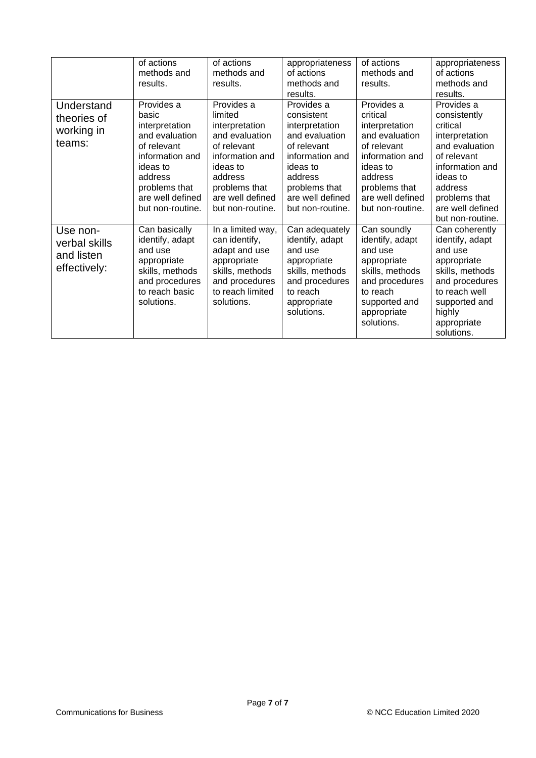| | | | | | |
|---|---|---|---|---|---|
| | of actions methods and results. | of actions methods and results. | appropriateness of actions methods and results. | of actions methods and results. | appropriateness of actions methods and results. |
| Understand theories of working in teams: | Provides a basic interpretation and evaluation of relevant information and ideas to address problems that are well defined but non-routine. | Provides a limited interpretation and evaluation of relevant information and ideas to address problems that are well defined but non-routine. | Provides a consistent interpretation and evaluation of relevant information and ideas to address problems that are well defined but non-routine. | Provides a critical interpretation and evaluation of relevant information and ideas to address problems that are well defined but non-routine. | Provides a consistently critical interpretation and evaluation of relevant information and ideas to address problems that are well defined but non-routine. |
| Use non-verbal skills and listen effectively: | Can basically identify, adapt and use appropriate skills, methods and procedures to reach basic solutions. | In a limited way, can identify, adapt and use appropriate skills, methods and procedures to reach limited solutions. | Can adequately identify, adapt and use appropriate skills, methods and procedures to reach appropriate solutions. | Can soundly identify, adapt and use appropriate skills, methods and procedures to reach supported and appropriate solutions. | Can coherently identify, adapt and use appropriate skills, methods and procedures to reach well supported and highly appropriate solutions. |